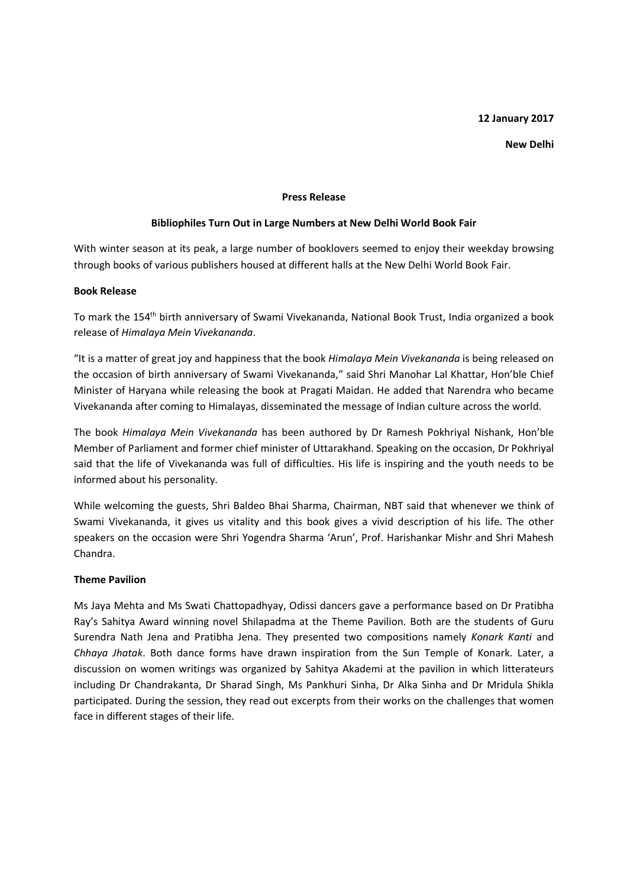**12 January 2017**

**New Delhi**

**Press Release**

**Bibliophiles Turn Out in Large Numbers at New Delhi World Book Fair**

With winter season at its peak, a large number of booklovers seemed to enjoy their weekday browsing through books of various publishers housed at different halls at the New Delhi World Book Fair.

**Book Release**

To mark the 154th birth anniversary of Swami Vivekananda, National Book Trust, India organized a book release of *Himalaya Mein Vivekananda*.

"It is a matter of great joy and happiness that the book *Himalaya Mein Vivekananda* is being released on the occasion of birth anniversary of Swami Vivekananda," said Shri Manohar Lal Khattar, Hon'ble Chief Minister of Haryana while releasing the book at Pragati Maidan. He added that Narendra who became Vivekananda after coming to Himalayas, disseminated the message of Indian culture across the world.

The book *Himalaya Mein Vivekananda* has been authored by Dr Ramesh Pokhriyal Nishank, Hon'ble Member of Parliament and former chief minister of Uttarakhand. Speaking on the occasion, Dr Pokhriyal said that the life of Vivekananda was full of difficulties. His life is inspiring and the youth needs to be informed about his personality.

While welcoming the guests, Shri Baldeo Bhai Sharma, Chairman, NBT said that whenever we think of Swami Vivekananda, it gives us vitality and this book gives a vivid description of his life. The other speakers on the occasion were Shri Yogendra Sharma 'Arun', Prof. Harishankar Mishr and Shri Mahesh Chandra.

**Theme Pavilion**

Ms Jaya Mehta and Ms Swati Chattopadhyay, Odissi dancers gave a performance based on Dr Pratibha Ray's Sahitya Award winning novel Shilapadma at the Theme Pavilion. Both are the students of Guru Surendra Nath Jena and Pratibha Jena. They presented two compositions namely *Konark Kanti* and *Chhaya Jhatak*. Both dance forms have drawn inspiration from the Sun Temple of Konark. Later, a discussion on women writings was organized by Sahitya Akademi at the pavilion in which litterateurs including Dr Chandrakanta, Dr Sharad Singh, Ms Pankhuri Sinha, Dr Alka Sinha and Dr Mridula Shikla participated. During the session, they read out excerpts from their works on the challenges that women face in different stages of their life.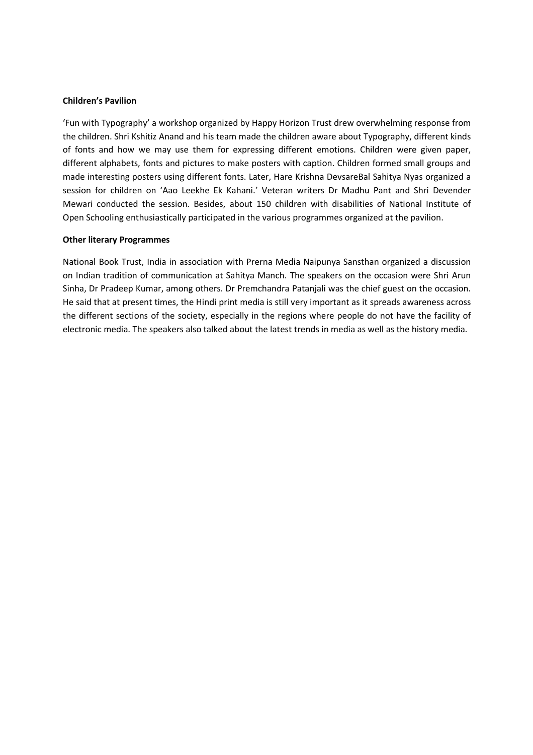**Children's Pavilion**

'Fun with Typography' a workshop organized by Happy Horizon Trust drew overwhelming response from the children. Shri Kshitiz Anand and his team made the children aware about Typography, different kinds of fonts and how we may use them for expressing different emotions. Children were given paper, different alphabets, fonts and pictures to make posters with caption. Children formed small groups and made interesting posters using different fonts. Later, Hare Krishna DevsareBal Sahitya Nyas organized a session for children on 'Aao Leekhe Ek Kahani.' Veteran writers Dr Madhu Pant and Shri Devender Mewari conducted the session. Besides, about 150 children with disabilities of National Institute of Open Schooling enthusiastically participated in the various programmes organized at the pavilion.

**Other literary Programmes**

National Book Trust, India in association with Prerna Media Naipunya Sansthan organized a discussion on Indian tradition of communication at Sahitya Manch. The speakers on the occasion were Shri Arun Sinha, Dr Pradeep Kumar, among others. Dr Premchandra Patanjali was the chief guest on the occasion. He said that at present times, the Hindi print media is still very important as it spreads awareness across the different sections of the society, especially in the regions where people do not have the facility of electronic media. The speakers also talked about the latest trends in media as well as the history media.